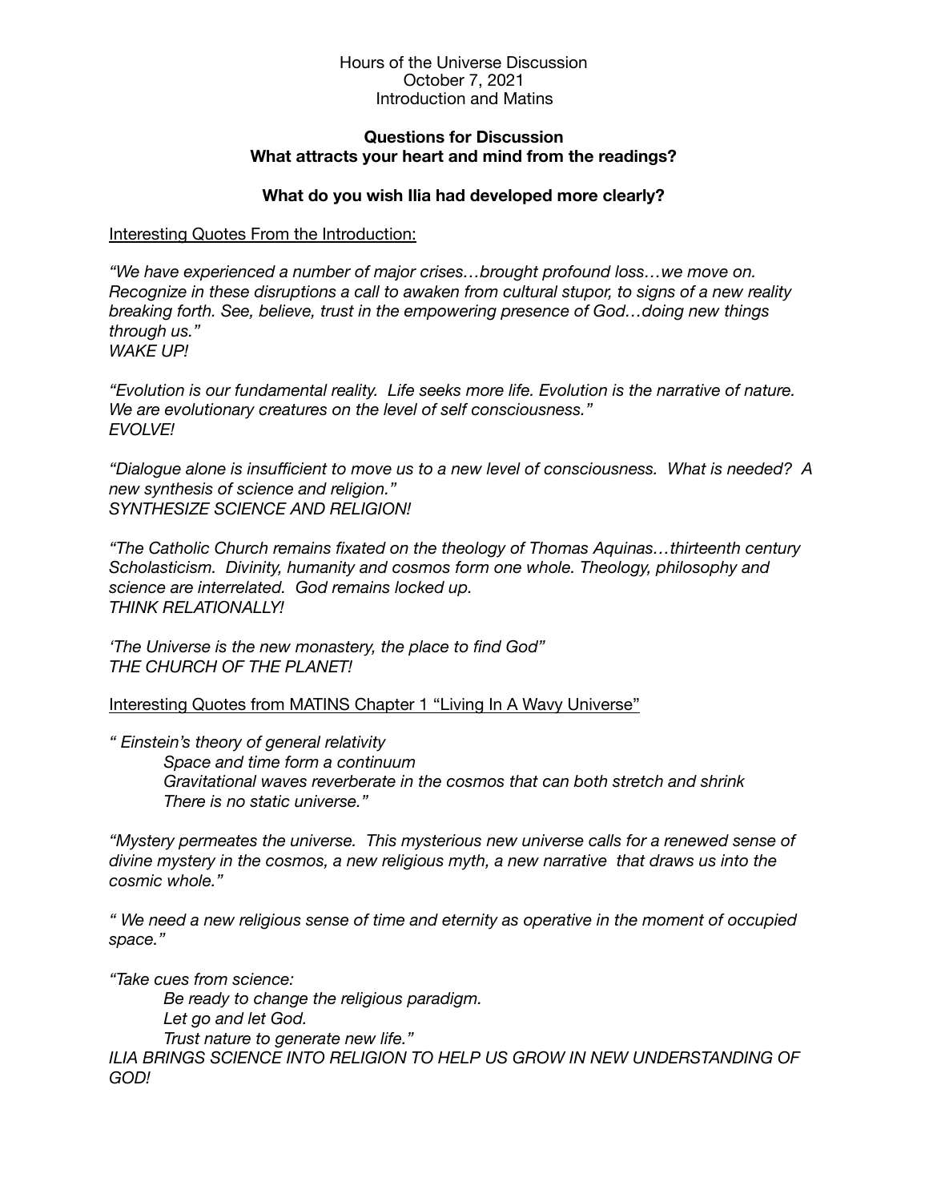Hours of the Universe Discussion
October 7, 2021
Introduction and Matins

**Questions for Discussion**
**What attracts your heart and mind from the readings?**

**What do you wish Ilia had developed more clearly?**

<u>Interesting Quotes From the Introduction:</u>

*"We have experienced a number of major crises…brought profound loss…we move on. Recognize in these disruptions a call to awaken from cultural stupor, to signs of a new reality breaking forth. See, believe, trust in the empowering presence of God…doing new things through us."*
*WAKE UP!*

*"Evolution is our fundamental reality. Life seeks more life. Evolution is the narrative of nature. We are evolutionary creatures on the level of self consciousness."*
*EVOLVE!*

*"Dialogue alone is insufficient to move us to a new level of consciousness. What is needed? A new synthesis of science and religion."*
*SYNTHESIZE SCIENCE AND RELIGION!*

*"The Catholic Church remains fixated on the theology of Thomas Aquinas…thirteenth century Scholasticism. Divinity, humanity and cosmos form one whole. Theology, philosophy and science are interrelated. God remains locked up.*
*THINK RELATIONALLY!*

*'The Universe is the new monastery, the place to find God"*
*THE CHURCH OF THE PLANET!*

<u>Interesting Quotes from MATINS Chapter 1 "Living In A Wavy Universe"</u>

*" Einstein's theory of general relativity*
> *Space and time form a continuum*
> *Gravitational waves reverberate in the cosmos that can both stretch and shrink*
> *There is no static universe."*

*"Mystery permeates the universe. This mysterious new universe calls for a renewed sense of divine mystery in the cosmos, a new religious myth, a new narrative that draws us into the cosmic whole."*

*" We need a new religious sense of time and eternity as operative in the moment of occupied space."*

*"Take cues from science:*
> *Be ready to change the religious paradigm.*
> *Let go and let God.*
> *Trust nature to generate new life."*

*ILIA BRINGS SCIENCE INTO RELIGION TO HELP US GROW IN NEW UNDERSTANDING OF GOD!*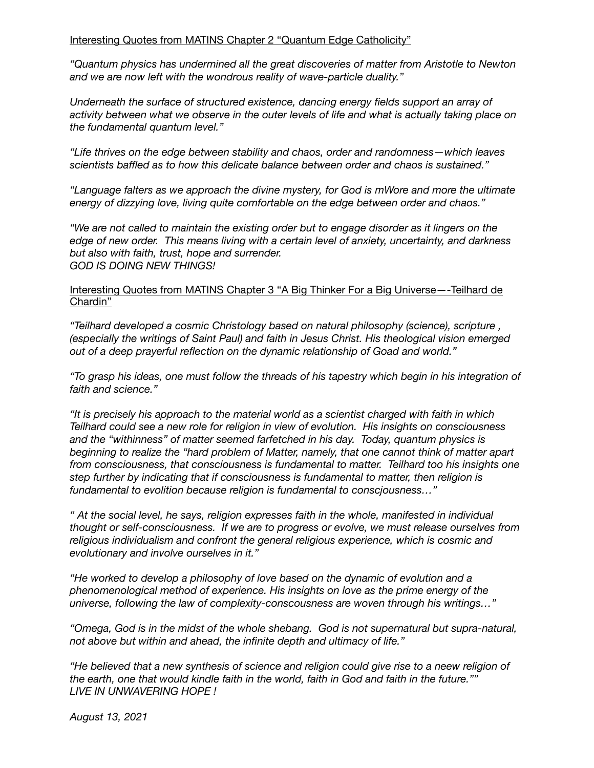<u>Interesting Quotes from MATINS Chapter 2 "Quantum Edge Catholicity"</u>

*"Quantum physics has undermined all the great discoveries of matter from Aristotle to Newton and we are now left with the wondrous reality of wave-particle duality."*

*Underneath the surface of structured existence, dancing energy fields support an array of activity between what we observe in the outer levels of life and what is actually taking place on the fundamental quantum level."*

*"Life thrives on the edge between stability and chaos, order and randomness—which leaves scientists baffled as to how this delicate balance between order and chaos is sustained."*

*"Language falters as we approach the divine mystery, for God is mWore and more the ultimate energy of dizzying love, living quite comfortable on the edge between order and chaos."*

*"We are not called to maintain the existing order but to engage disorder as it lingers on the edge of new order. This means living with a certain level of anxiety, uncertainty, and darkness but also with faith, trust, hope and surrender.*
*GOD IS DOING NEW THINGS!*

<u>Interesting Quotes from MATINS Chapter 3 "A Big Thinker For a Big Universe—-Teilhard de Chardin"</u>

*"Teilhard developed a cosmic Christology based on natural philosophy (science), scripture , (especially the writings of Saint Paul) and faith in Jesus Christ. His theological vision emerged out of a deep prayerful reflection on the dynamic relationship of Goad and world."*

*"To grasp his ideas, one must follow the threads of his tapestry which begin in his integration of faith and science."*

*"It is precisely his approach to the material world as a scientist charged with faith in which Teilhard could see a new role for religion in view of evolution. His insights on consciousness and the "withinness" of matter seemed farfetched in his day. Today, quantum physics is beginning to realize the "hard problem of Matter, namely, that one cannot think of matter apart from consciousness, that consciousness is fundamental to matter. Teilhard too his insights one step further by indicating that if consciousness is fundamental to matter, then religion is fundamental to evolition because religion is fundamental to conscjousness…"*

*" At the social level, he says, religion expresses faith in the whole, manifested in individual thought or self-consciousness. If we are to progress or evolve, we must release ourselves from religious individualism and confront the general religious experience, which is cosmic and evolutionary and involve ourselves in it."*

*"He worked to develop a philosophy of love based on the dynamic of evolution and a phenomenological method of experience. His insights on love as the prime energy of the universe, following the law of complexity-conscousness are woven through his writings…"*

*"Omega, God is in the midst of the whole shebang. God is not supernatural but supra-natural, not above but within and ahead, the infinite depth and ultimacy of life."*

*"He believed that a new synthesis of science and religion could give rise to a neew religion of the earth, one that would kindle faith in the world, faith in God and faith in the future.""*
*LIVE IN UNWAVERING HOPE !*

*August 13, 2021*